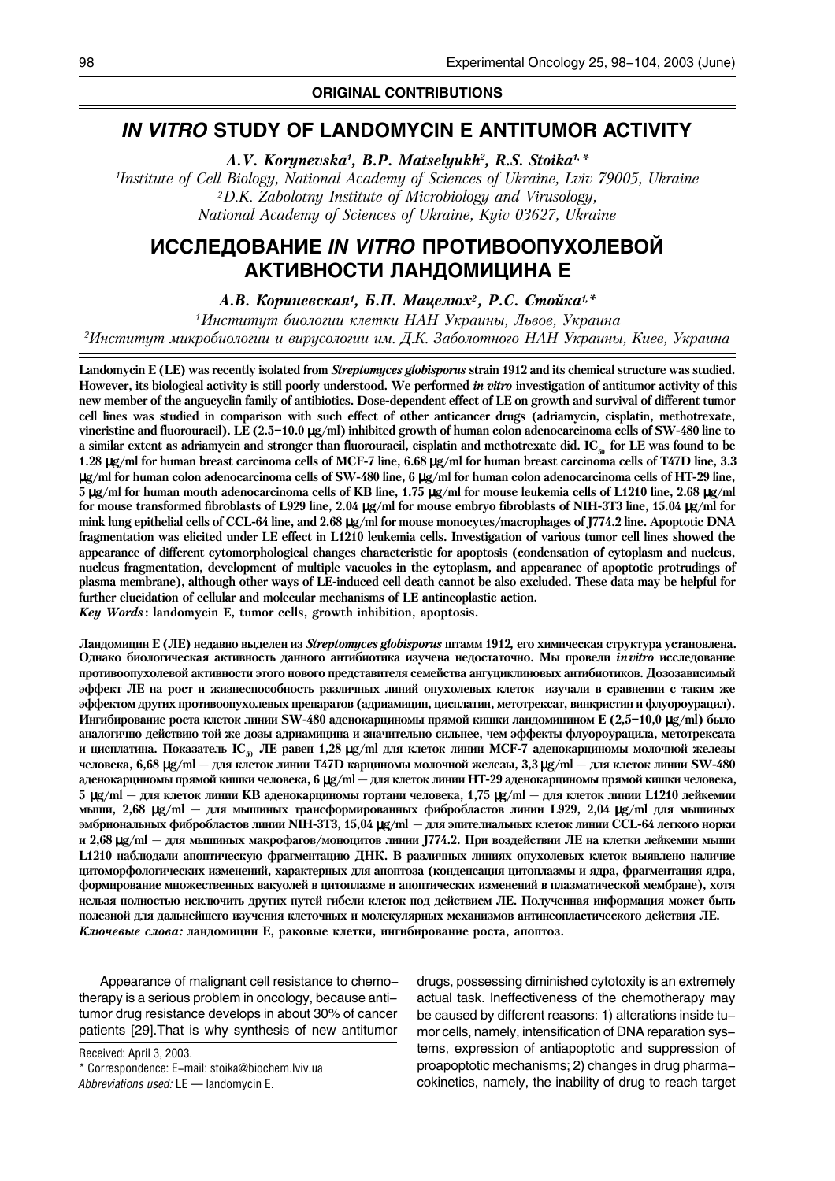**ORIGINAL CONTRIBUTIONS**

# *IN VITRO* STUDY OF LANDOMYCIN E ANTITUMOR ACTIVITY

*A.V. Korynevska[1], B.P. Matselyukh[2], R.S. Stoika[1,*]*

[1]*Institute of Cell Biology, National Academy of Sciences of Ukraine, Lviv 79005, Ukraine*
[2]*D.K. Zabolotny Institute of Microbiology and Virusology, National Academy of Sciences of Ukraine, Kyiv 03627, Ukraine*

# ИССЛЕДОВАНИЕ *IN VITRO* ПРОТИВООПУХОЛЕВОЙ АКТИВНОСТИ ЛАНДОМИЦИНА Е

*А.В. Кориневская[1], Б.П. Мацелюх[2], Р.С. Стойка[1,*]*

[1]*Институт биологии клетки НАН Украины, Львов, Украина*
[2]*Институт микробиологии и вирусологии им. Д.К. Заболотного НАН Украины, Киев, Украина*

**Landomycin E (LE) was recently isolated from *Streptomyces globisporus* strain 1912 and its chemical structure was studied. However, its biological activity is still poorly understood. We performed *in vitro* investigation of antitumor activity of this new member of the angucyclin family of antibiotics. Dose-dependent effect of LE on growth and survival of different tumor cell lines was studied in comparison with such effect of other anticancer drugs (adriamycin, cisplatin, methotrexate, vincristine and fluorouracil). LE (2.5–10.0 μg/ml) inhibited growth of human colon adenocarcinoma cells of SW-480 line to a similar extent as adriamycin and stronger than fluorouracil, cisplatin and methotrexate did. $IC_{50}$ for LE was found to be 1.28 μg/ml for human breast carcinoma cells of MCF-7 line, 6.68 μg/ml for human breast carcinoma cells of T47D line, 3.3 μg/ml for human colon adenocarcinoma cells of SW-480 line, 6 μg/ml for human colon adenocarcinoma cells of HT-29 line, 5 μg/ml for human mouth adenocarcinoma cells of KB line, 1.75 μg/ml for mouse leukemia cells of L1210 line, 2.68 μg/ml for mouse transformed fibroblasts of L929 line, 2.04 μg/ml for mouse embryo fibroblasts of NIH-3T3 line, 15.04 μg/ml for mink lung epithelial cells of CCL-64 line, and 2.68 μg/ml for mouse monocytes/macrophages of J774.2 line. Apoptotic DNA fragmentation was elicited under LE effect in L1210 leukemia cells. Investigation of various tumor cell lines showed the appearance of different cytomorphological changes characteristic for apoptosis (condensation of cytoplasm and nucleus, nucleus fragmentation, development of multiple vacuoles in the cytoplasm, and appearance of apoptotic protrudings of plasma membrane), although other ways of LE-induced cell death cannot be also excluded. These data may be helpful for further elucidation of cellular and molecular mechanisms of LE antineoplastic action.**
***Key Words*: landomycin E, tumor cells, growth inhibition, apoptosis.**

**Ландомицин Е (ЛЕ) недавно выделен из *Streptomyces globisporus* штамм 1912, его химическая структура установлена. Однако биологическая активность данного антибиотика изучена недостаточно. Мы провели *in vitro* исследование противоопухолевой активности этого нового представителя семейства ангуциклиновых антибиотиков. Дозозависимый эффект ЛЕ на рост и жизнеспособность различных линий опухолевых клеток изучали в сравнении с таким же эффектом других противоопухолевых препаратов (адриамицин, цисплатин, метотрексат, винкристин и флуороурацил). Ингибирование роста клеток линии SW-480 аденокарциномы прямой кишки ландомицином Е (2,5–10,0 μg/ml) было аналогично той же дозы адриамицина и значительно сильнее, чем эффекты флуороурацила, метотрексата и цисплатина. Показатель $IC_{50}$ ЛЕ равен 1,28 μg/ml для клеток линии MCF-7 аденокарциномы молочной железы человека, 6,68 μg/ml — для клеток линии T47D карциномы молочной железы, 3,3 μg/ml — для клеток линии SW-480 аденокарциномы прямой кишки человека, 6 μg/ml — для клеток линии HT-29 аденокарциномы прямой кишки человека, 5 μg/ml — для клеток линии KB аденокарциномы гортани человека, 1,75 μg/ml — для клеток линии L1210 лейкемии мыши, 2,68 μg/ml — для мышиных трансформированных фибробластов линии L929, 2,04 μg/ml для мышиных эмбриональных фибробластов линии NIH-3T3, 15,04 μg/ml — для эпителиальных клеток линии CCL-64 легкого норки и 2,68 μg/ml — для мышиных макрофагов/моноцитов линии J774.2. При воздействии ЛЕ на клетки лейкемии мыши L1210 наблюдали апоптическую фрагментацию ДНК. В различных линиях опухолевых клеток выявлено наличие цитоморфологических изменений, характерных для апоптоза (конденсация цитоплазмы и ядра, фрагментация ядра, формирование множественных вакуолей в цитоплазме и апоптических изменений в плазматической мембране), хотя нельзя полностью исключить других путей гибели клеток под действием ЛЕ. Полученная информация может быть полезной для дальнейшего изучения клеточных и молекулярных механизмов антинеопластического действия ЛЕ.**
***Ключевые слова:* ландомицин Е, раковые клетки, ингибирование роста, апоптоз.**

Appearance of malignant cell resistance to chemotherapy is a serious problem in oncology, because antitumor drug resistance develops in about 30% of cancer patients [29].That is why synthesis of new antitumor drugs, possessing diminished cytotoxity is an extremely actual task. Ineffectiveness of the chemotherapy may be caused by different reasons: 1) alterations inside tumor cells, namely, intensification of DNA reparation systems, expression of antiapoptotic and suppression of proapoptotic mechanisms; 2) changes in drug pharmacokinetics, namely, the inability of drug to reach target

Received: April 3, 2003.
\* Correspondence: E-mail: stoika@biochem.lviv.ua
*Abbreviations used:* LE — landomycin E.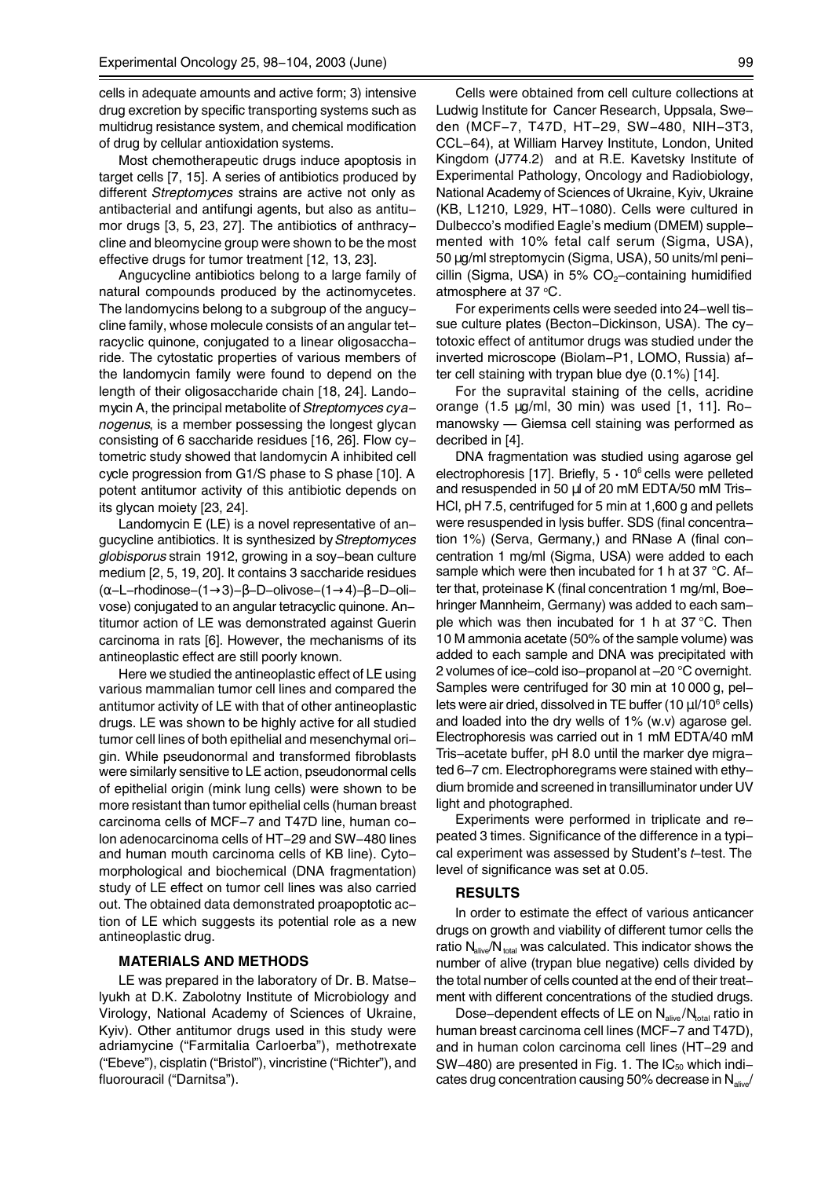cells in adequate amounts and active form; 3) intensive drug excretion by specific transporting systems such as multidrug resistance system, and chemical modification of drug by cellular antioxidation systems.

Most chemotherapeutic drugs induce apoptosis in target cells [7, 15]. A series of antibiotics produced by different *Streptomyces* strains are active not only as antibacterial and antifungi agents, but also as antitumor drugs [3, 5, 23, 27]. The antibiotics of anthracycline and bleomycine group were shown to be the most effective drugs for tumor treatment [12, 13, 23].

Angucycline antibiotics belong to a large family of natural compounds produced by the actinomycetes. The landomycins belong to a subgroup of the angucycline family, whose molecule consists of an angular tetracyclic quinone, conjugated to a linear oligosaccharide. The cytostatic properties of various members of the landomycin family were found to depend on the length of their oligosaccharide chain [18, 24]. Landomycin A, the principal metabolite of *Streptomyces cyanogenus*, is a member possessing the longest glycan consisting of 6 saccharide residues [16, 26]. Flow cytometric study showed that landomycin A inhibited cell cycle progression from G1/S phase to S phase [10]. A potent antitumor activity of this antibiotic depends on its glycan moiety [23, 24].

Landomycin E (LE) is a novel representative of angucycline antibiotics. It is synthesized by *Streptomyces globisporus* strain 1912, growing in a soy-bean culture medium [2, 5, 19, 20]. It contains 3 saccharide residues (α-L-rhodinose-(1→3)-β-D-olivose-(1→4)-β-D-olivose) conjugated to an angular tetracyclic quinone. Antitumor action of LE was demonstrated against Guerin carcinoma in rats [6]. However, the mechanisms of its antineoplastic effect are still poorly known.

Here we studied the antineoplastic effect of LE using various mammalian tumor cell lines and compared the antitumor activity of LE with that of other antineoplastic drugs. LE was shown to be highly active for all studied tumor cell lines of both epithelial and mesenchymal origin. While pseudonormal and transformed fibroblasts were similarly sensitive to LE action, pseudonormal cells of epithelial origin (mink lung cells) were shown to be more resistant than tumor epithelial cells (human breast carcinoma cells of MCF-7 and T47D line, human colon adenocarcinoma cells of HT-29 and SW-480 lines and human mouth carcinoma cells of KB line). Cytomorphological and biochemical (DNA fragmentation) study of LE effect on tumor cell lines was also carried out. The obtained data demonstrated proapoptotic action of LE which suggests its potential role as a new antineoplastic drug.

## MATERIALS AND METHODS

LE was prepared in the laboratory of Dr. B. Matselyukh at D.K. Zabolotny Institute of Microbiology and Virology, National Academy of Sciences of Ukraine, Kyiv. Other antitumor drugs used in this study were adriamycine ("Farmitalia Carloerba"), methotrexate ("Ebeve"), cisplatin ("Bristol"), vincristine ("Richter"), and fluorouracil ("Darnitsa").

Cells were obtained from cell culture collections at Ludwig Institute for Cancer Research, Uppsala, Sweden (MCF-7, T47D, HT-29, SW-480, NIH-3T3, CCL-64), at William Harvey Institute, London, United Kingdom (J774.2) and at R.E. Kavetsky Institute of Experimental Pathology, Oncology and Radiobiology, National Academy of Sciences of Ukraine, Kyiv, Ukraine (KB, L1210, L929, HT-1080). Cells were cultured in Dulbecco's modified Eagle's medium (DMEM) supplemented with 10% fetal calf serum (Sigma, USA), 50 μg/ml streptomycin (Sigma, USA), 50 units/ml penicillin (Sigma, USA) in 5% $CO_2$-containing humidified atmosphere at 37 °C.

For experiments cells were seeded into 24-well tissue culture plates (Becton-Dickinson, USA). The cytotoxic effect of antitumor drugs was studied under the inverted microscope (Biolam-P1, LOMO, Russia) after cell staining with trypan blue dye (0.1%) [14].

For the supravital staining of the cells, acridine orange (1.5 μg/ml, 30 min) was used [1, 11]. Romanowsky — Giemsa cell staining was performed as decribed in [4].

DNA fragmentation was studied using agarose gel electrophoresis [17]. Briefly, $5 \cdot 10^6$ cells were pelleted and resuspended in 50 μl of 20 mM EDTA/50 mM Tris-HCl, pH 7.5, centrifuged for 5 min at 1,600 g and pellets were resuspended in lysis buffer. SDS (final concentration 1%) (Serva, Germany,) and RNase A (final concentration 1 mg/ml (Sigma, USA) were added to each sample which were then incubated for 1 h at 37 °C. After that, proteinase K (final concentration 1 mg/ml, Boehringer Mannheim, Germany) was added to each sample which was then incubated for 1 h at 37 °C. Then 10 M ammonia acetate (50% of the sample volume) was added to each sample and DNA was precipitated with 2 volumes of ice-cold iso-propanol at –20 °C overnight. Samples were centrifuged for 30 min at 10 000 g, pellets were air dried, dissolved in TE buffer (10 μl/$10^6$ cells) and loaded into the dry wells of 1% (w.v) agarose gel. Electrophoresis was carried out in 1 mM EDTA/40 mM Tris-acetate buffer, pH 8.0 until the marker dye migrated 6–7 cm. Electrophoregrams were stained with ethydium bromide and screened in transilluminator under UV light and photographed.

Experiments were performed in triplicate and repeated 3 times. Significance of the difference in a typical experiment was assessed by Student's *t*-test. The level of significance was set at 0.05.

## RESULTS

In order to estimate the effect of various anticancer drugs on growth and viability of different tumor cells the ratio $N_{alive}/N_{total}$ was calculated. This indicator shows the number of alive (trypan blue negative) cells divided by the total number of cells counted at the end of their treatment with different concentrations of the studied drugs.

Dose-dependent effects of LE on $N_{alive}/N_{total}$ ratio in human breast carcinoma cell lines (MCF-7 and T47D), and in human colon carcinoma cell lines (HT-29 and SW-480) are presented in Fig. 1. The $IC_{50}$ which indicates drug concentration causing 50% decrease in $N_{alive}/$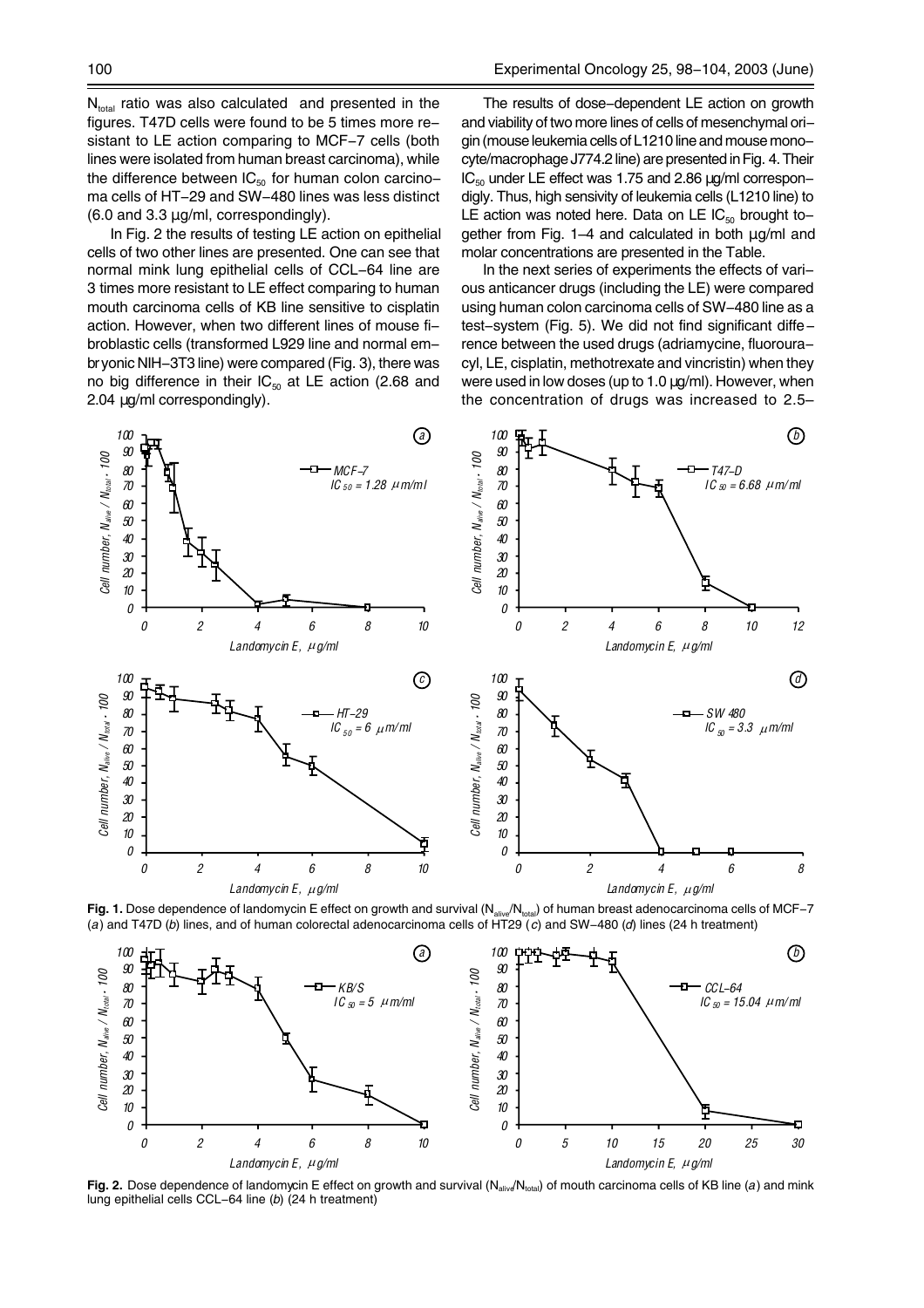$N_{total}$ ratio was also calculated and presented in the figures. T47D cells were found to be 5 times more resistant to LE action comparing to MCF–7 cells (both lines were isolated from human breast carcinoma), while the difference between $IC_{50}$ for human colon carcinoma cells of HT–29 and SW–480 lines was less distinct (6.0 and 3.3 µg/ml, correspondingly).

In Fig. 2 the results of testing LE action on epithelial cells of two other lines are presented. One can see that normal mink lung epithelial cells of CCL–64 line are 3 times more resistant to LE effect comparing to human mouth carcinoma cells of KB line sensitive to cisplatin action. However, when two different lines of mouse fibroblastic cells (transformed L929 line and normal embryonic NIH–3T3 line) were compared (Fig. 3), there was no big difference in their $IC_{50}$ at LE action (2.68 and 2.04 µg/ml correspondingly).

The results of dose–dependent LE action on growth and viability of two more lines of cells of mesenchymal origin (mouse leukemia cells of L1210 line and mouse monocyte/macrophage J774.2 line) are presented in Fig. 4. Their $IC_{50}$ under LE effect was 1.75 and 2.86 µg/ml correspondigly. Thus, high sensivity of leukemia cells (L1210 line) to LE action was noted here. Data on LE $IC_{50}$ brought together from Fig. 1–4 and calculated in both µg/ml and molar concentrations are presented in the Table.

In the next series of experiments the effects of various anticancer drugs (including the LE) were compared using human colon carcinoma cells of SW–480 line as a test–system (Fig. 5). We did not find significant difference between the used drugs (adriamycine, fluorouracyl, LE, cisplatin, methotrexate and vincristin) when they were used in low doses (up to 1.0 µg/ml). However, when the concentration of drugs was increased to 2.5–

**Fig. 1.** Dose dependence of landomycin E effect on growth and survival ($N_{alive}/N_{total}$) of human breast adenocarcinoma cells of MCF–7 (*a*) and T47D (*b*) lines, and of human colorectal adenocarcinoma cells of HT29 (*c*) and SW–480 (*d*) lines (24 h treatment)

**Fig. 2.** Dose dependence of landomycin E effect on growth and survival ($N_{alive}/N_{total}$) of mouth carcinoma cells of KB line (*a*) and mink lung epithelial cells CCL–64 line (*b*) (24 h treatment)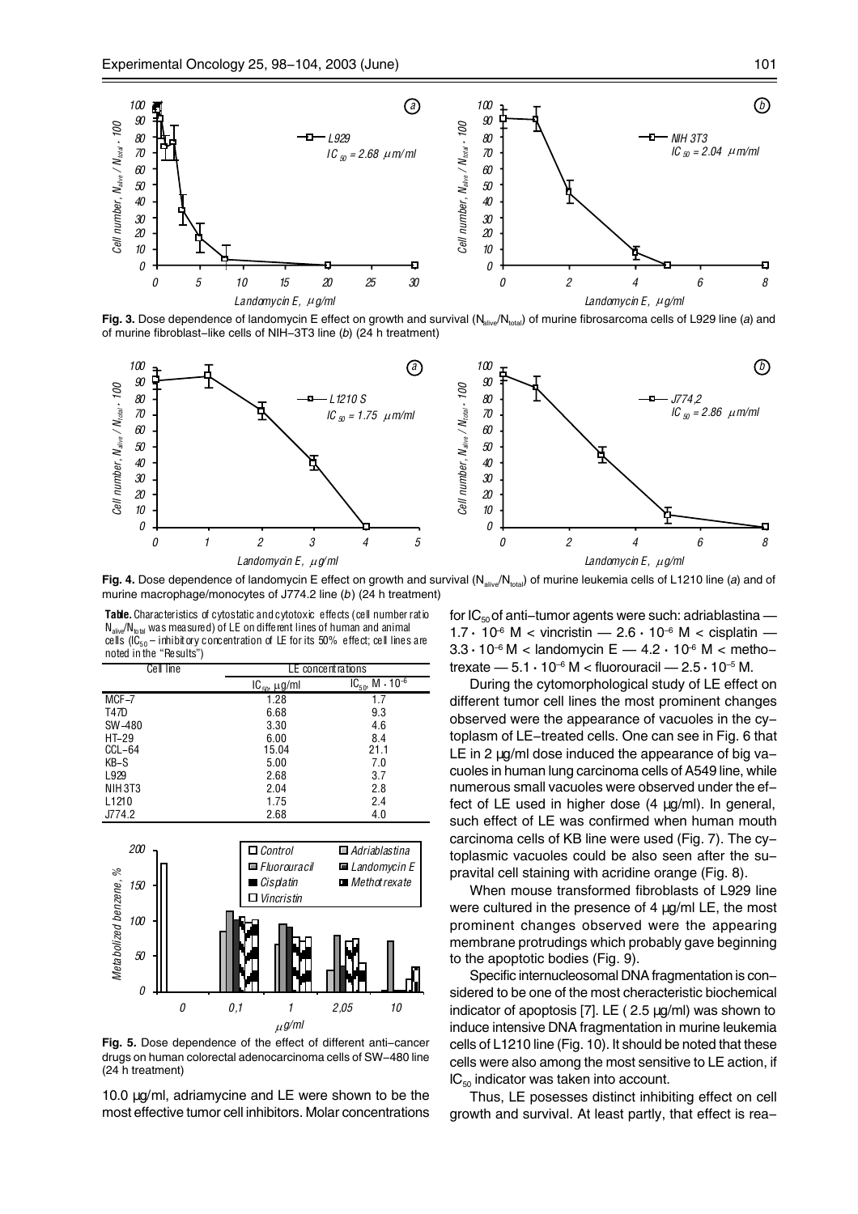**Fig. 3.** Dose dependence of landomycin E effect on growth and survival ($N_{alive}/N_{total}$) of murine fibrosarcoma cells of L929 line (*a*) and of murine fibroblast-like cells of NIH-3T3 line (*b*) (24 h treatment)

**Fig. 4.** Dose dependence of landomycin E effect on growth and survival ($N_{alive}/N_{total}$) of murine leukemia cells of L1210 line (*a*) and of murine macrophage/monocytes of J774.2 line (*b*) (24 h treatment)

**Table.** Characteristics of cytostatic and cytotoxic effects (cell number ratio $N_{alive}/N_{total}$ was measured) of LE on different lines of human and animal cells ($IC_{50}$ – inhibitory concentration of LE for its 50% effect; cell lines are noted in the "Results")

| Cell line | LE concentrations | |
|---|---|---|
| | $IC_{50}$, μg/ml | $IC_{50}$, M · $10^{-6}$ |
| MCF-7 | 1.28 | 1.7 |
| T47D | 6.68 | 9.3 |
| SW-480 | 3.30 | 4.6 |
| HT-29 | 6.00 | 8.4 |
| CCL-64 | 15.04 | 21.1 |
| KB-S | 5.00 | 7.0 |
| L929 | 2.68 | 3.7 |
| NIH3T3 | 2.04 | 2.8 |
| L1210 | 1.75 | 2.4 |
| J774.2 | 2.68 | 4.0 |

**Fig. 5.** Dose dependence of the effect of different anti-cancer drugs on human colorectal adenocarcinoma cells of SW-480 line (24 h treatment)

10.0 μg/ml, adriamycine and LE were shown to be the most effective tumor cell inhibitors. Molar concentrations for $IC_{50}$ of anti-tumor agents were such: adriablastina — $1.7 \cdot 10^{-6}$ M < vincristin — $2.6 \cdot 10^{-6}$ M < cisplatin — $3.3 \cdot 10^{-6}$ M < landomycin E — $4.2 \cdot 10^{-6}$ M < methotrexate — $5.1 \cdot 10^{-6}$ M < fluorouracil — $2.5 \cdot 10^{-5}$ M.

During the cytomorphological study of LE effect on different tumor cell lines the most prominent changes observed were the appearance of vacuoles in the cytoplasm of LE-treated cells. One can see in Fig. 6 that LE in 2 μg/ml dose induced the appearance of big vacuoles in human lung carcinoma cells of A549 line, while numerous small vacuoles were observed under the effect of LE used in higher dose (4 μg/ml). In general, such effect of LE was confirmed when human mouth carcinoma cells of KB line were used (Fig. 7). The cytoplasmic vacuoles could be also seen after the supravital cell staining with acridine orange (Fig. 8).

When mouse transformed fibroblasts of L929 line were cultured in the presence of 4 μg/ml LE, the most prominent changes observed were the appearing membrane protrudings which probably gave beginning to the apoptotic bodies (Fig. 9).

Specific internucleosomal DNA fragmentation is considered to be one of the most characteristic biochemical indicator of apoptosis [7]. LE ( 2.5 μg/ml) was shown to induce intensive DNA fragmentation in murine leukemia cells of L1210 line (Fig. 10). It should be noted that these cells were also among the most sensitive to LE action, if $IC_{50}$ indicator was taken into account.

Thus, LE posesses distinct inhibiting effect on cell growth and survival. At least partly, that effect is rea-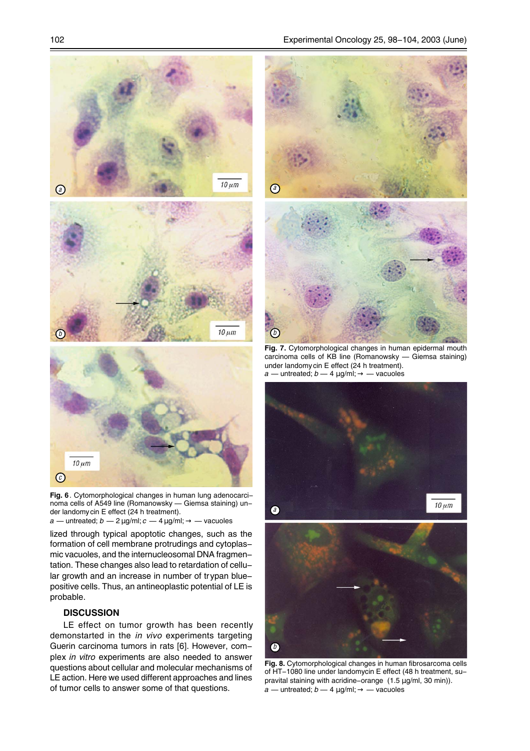**Fig. 6**. Cytomorphological changes in human lung adenocarcinoma cells of A549 line (Romanowsky — Giemsa staining) under landomycin E effect (24 h treatment).
*a* — untreated; *b* — 2 μg/ml; *c* — 4 μg/ml; → — vacuoles

**Fig. 7.** Cytomorphological changes in human epidermal mouth carcinoma cells of KB line (Romanowsky — Giemsa staining) under landomycin E effect (24 h treatment).
*a* — untreated; *b* — 4 μg/ml; → — vacuoles

**Fig. 8.** Cytomorphological changes in human fibrosarcoma cells of HT-1080 line under landomycin E effect (48 h treatment, supravital staining with acridine-orange (1.5 μg/ml, 30 min)).
*a* — untreated; *b* — 4 μg/ml; → — vacuoles

lized through typical apoptotic changes, such as the formation of cell membrane protrudings and cytoplasmic vacuoles, and the internucleosomal DNA fragmentation. These changes also lead to retardation of cellular growth and an increase in number of trypan blue-positive cells. Thus, an antineoplastic potential of LE is probable.

## DISCUSSION

LE effect on tumor growth has been recently demonstarted in the *in vivo* experiments targeting Guerin carcinoma tumors in rats [6]. However, complex *in vitro* experiments are also needed to answer questions about cellular and molecular mechanisms of LE action. Here we used different approaches and lines of tumor cells to answer some of that questions.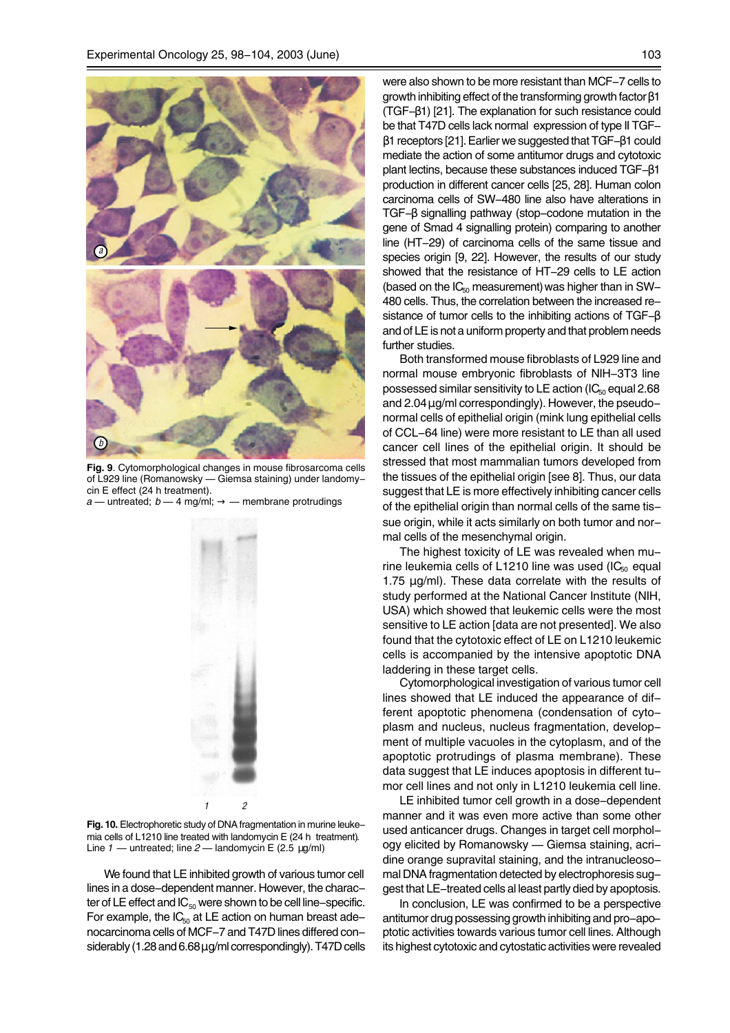Fig. 9. Cytomorphological changes in mouse fibrosarcoma cells of L929 line (Romanowsky — Giemsa staining) under landomycin E effect (24 h treatment).
*a* — untreated; *b* — 4 mg/ml; → — membrane protrudings

Fig. 10. Electrophoretic study of DNA fragmentation in murine leukemia cells of L1210 line treated with landomycin E (24 h treatment). Line *1* — untreated; line *2* — landomycin E (2.5 µg/ml)

We found that LE inhibited growth of various tumor cell lines in a dose-dependent manner. However, the character of LE effect and $IC_{50}$ were shown to be cell line-specific. For example, the $IC_{50}$ at LE action on human breast adenocarcinoma cells of MCF-7 and T47D lines differed considerably (1.28 and 6.68 µg/ml correspondingly). T47D cells were also shown to be more resistant than MCF-7 cells to growth inhibiting effect of the transforming growth factor β1 (TGF-β1) [21]. The explanation for such resistance could be that T47D cells lack normal expression of type II TGF-β1 receptors [21]. Earlier we suggested that TGF-β1 could mediate the action of some antitumor drugs and cytotoxic plant lectins, because these substances induced TGF-β1 production in different cancer cells [25, 28]. Human colon carcinoma cells of SW-480 line also have alterations in TGF-β signalling pathway (stop-codone mutation in the gene of Smad 4 signalling protein) comparing to another line (HT-29) of carcinoma cells of the same tissue and species origin [9, 22]. However, the results of our study showed that the resistance of HT-29 cells to LE action (based on the $IC_{50}$ measurement) was higher than in SW-480 cells. Thus, the correlation between the increased resistance of tumor cells to the inhibiting actions of TGF-β and of LE is not a uniform property and that problem needs further studies.

Both transformed mouse fibroblasts of L929 line and normal mouse embryonic fibroblasts of NIH-3T3 line possessed similar sensitivity to LE action ($IC_{50}$ equal 2.68 and 2.04 µg/ml correspondingly). However, the pseudo-normal cells of epithelial origin (mink lung epithelial cells of CCL-64 line) were more resistant to LE than all used cancer cell lines of the epithelial origin. It should be stressed that most mammalian tumors developed from the tissues of the epithelial origin [see 8]. Thus, our data suggest that LE is more effectively inhibiting cancer cells of the epithelial origin than normal cells of the same tissue origin, while it acts similarly on both tumor and normal cells of the mesenchymal origin.

The highest toxicity of LE was revealed when murine leukemia cells of L1210 line was used ($IC_{50}$ equal 1.75 µg/ml). These data correlate with the results of study performed at the National Cancer Institute (NIH, USA) which showed that leukemic cells were the most sensitive to LE action [data are not presented]. We also found that the cytotoxic effect of LE on L1210 leukemic cells is accompanied by the intensive apoptotic DNA laddering in these target cells.

Cytomorphological investigation of various tumor cell lines showed that LE induced the appearance of different apoptotic phenomena (condensation of cytoplasm and nucleus, nucleus fragmentation, development of multiple vacuoles in the cytoplasm, and of the apoptotic protrudings of plasma membrane). These data suggest that LE induces apoptosis in different tumor cell lines and not only in L1210 leukemia cell line.

LE inhibited tumor cell growth in a dose-dependent manner and it was even more active than some other used anticancer drugs. Changes in target cell morphology elicited by Romanowsky — Giemsa staining, acridine orange supravital staining, and the intranucleosomal DNA fragmentation detected by electrophoresis suggest that LE-treated cells al least partly died by apoptosis.

In conclusion, LE was confirmed to be a perspective antitumor drug possessing growth inhibiting and pro-apoptotic activities towards various tumor cell lines. Although its highest cytotoxic and cytostatic activities were revealed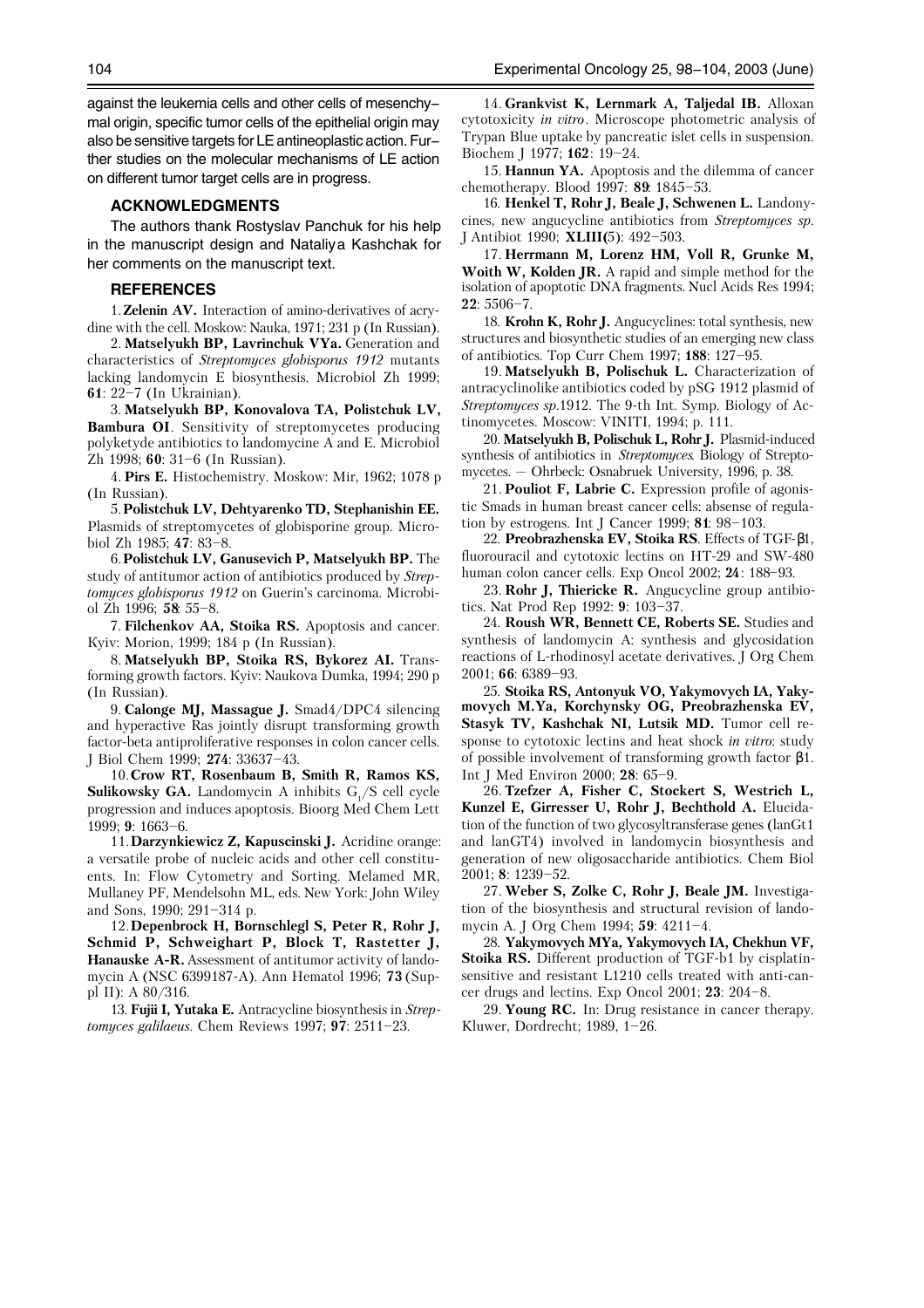against the leukemia cells and other cells of mesenchymal origin, specific tumor cells of the epithelial origin may also be sensitive targets for LE antineoplastic action. Further studies on the molecular mechanisms of LE action on different tumor target cells are in progress.

## ACKNOWLEDGMENTS

The authors thank Rostyslav Panchuk for his help in the manuscript design and Nataliya Kashchak for her comments on the manuscript text.

## REFERENCES

1. **Zelenin AV.** Interaction of amino-derivatives of acrydine with the cell. Moskow: Nauka, 1971; 231 p (In Russian).

2. **Matselyukh BP, Lavrinchuk VYa.** Generation and characteristics of *Streptomyces globisporus 1912* mutants lacking landomycin E biosynthesis. Microbiol Zh 1999; **61**: 22–7 (In Ukrainian).

3. **Matselyukh BP, Konovalova TA, Polistchuk LV, Bambura OI**. Sensitivity of streptomycetes producing polyketyde antibiotics to landomycine A and E. Microbiol Zh 1998; **60**: 31–6 (In Russian).

4. **Pirs E.** Histochemistry. Moskow: Mir, 1962; 1078 p (In Russian).

5. **Polistchuk LV, Dehtyarenko TD, Stephanishin EE.** Plasmids of streptomycetes of globisporine group. Microbiol Zh 1985; **47**: 83–8.

6. **Polistchuk LV, Ganusevich P, Matselyukh BP.** The study of antitumor action of antibiotics produced by *Streptomyces globisporus 1912* on Guerin's carcinoma. Microbiol Zh 1996; **58**: 55–8.

7. **Filchenkov AA, Stoika RS.** Apoptosis and cancer. Kyiv: Morion, 1999; 184 p (In Russian).

8. **Matselyukh BP, Stoika RS, Bykorez AI.** Transforming growth factors. Kyiv: Naukova Dumka, 1994; 290 p (In Russian).

9. **Calonge MJ, Massague J.** Smad4/DPC4 silencing and hyperactive Ras jointly disrupt transforming growth factor-beta antiproliferative responses in colon cancer cells. J Biol Chem 1999; **274**: 33637–43.

10. **Crow RT, Rosenbaum B, Smith R, Ramos KS, Sulikowsky GA.** Landomycin A inhibits $G_1$/S cell cycle progression and induces apoptosis. Bioorg Med Chem Lett 1999; **9**: 1663–6.

11. **Darzynkiewicz Z, Kapuscinski J.** Acridine orange: a versatile probe of nucleic acids and other cell constituents. In: Flow Cytometry and Sorting. Melamed MR, Mullaney PF, Mendelsohn ML, eds. New York: John Wiley and Sons, 1990; 291–314 p.

12. **Depenbrock H, Bornschlegl S, Peter R, Rohr J, Schmid P, Schweighart P, Block T, Rastetter J, Hanauske A-R.** Assessment of antitumor activity of landomycin A (NSC 6399187-A). Ann Hematol 1996; **73** (Suppl II): A 80/316.

13. **Fujii I, Yutaka E.** Antracycline biosynthesis in *Streptomyces galilaeus*. Chem Reviews 1997; **97**: 2511–23.

14. **Grankvist K, Lernmark A, Taljedal IB.** Alloxan cytotoxicity *in vitro*. Microscope photometric analysis of Trypan Blue uptake by pancreatic islet cells in suspension. Biochem J 1977; **162**: 19–24.

15. **Hannun YA.** Apoptosis and the dilemma of cancer chemotherapy. Blood 1997: **89**: 1845–53.

16. **Henkel T, Rohr J, Beale J, Schwenen L.** Landonycines, new angucycline antibiotics from *Streptomyces sp*. J Antibiot 1990; **XLIII**(5): 492–503.

17. **Herrmann M, Lorenz HM, Voll R, Grunke M, Woith W, Kolden JR.** A rapid and simple method for the isolation of apoptotic DNA fragments. Nucl Acids Res 1994; **22**: 5506–7.

18. **Krohn K, Rohr J.** Angucyclines: total synthesis, new structures and biosynthetic studies of an emerging new class of antibiotics. Top Curr Chem 1997; **188**: 127–95.

19. **Matselyukh B, Polischuk L.** Characterization of antracyclinolike antibiotics coded by pSG 1912 plasmid of *Streptomyces sp*.1912. The 9-th Int. Symp. Biology of Actinomycetes. Moscow: VINITI, 1994; p. 111.

20. **Matselyukh B, Polischuk L, Rohr J.** Plasmid-induced synthesis of antibiotics in *Streptomyces*. Biology of Streptomycetes. — Ohrbeck: Osnabruek University, 1996, p. 38.

21. **Pouliot F, Labrie C.** Expression profile of agonistic Smads in human breast cancer cells: absense of regulation by estrogens. Int J Cancer 1999; **81**: 98–103.

22. **Preobrazhenska EV, Stoika RS**. Effects of TGF-β1, fluorouracil and cytotoxic lectins on HT-29 and SW-480 human colon cancer cells. Exp Oncol 2002; **24**: 188–93.

23. **Rohr J, Thiericke R.** Angucycline group antibiotics. Nat Prod Rep 1992: **9**: 103–37.

24. **Roush WR, Bennett CE, Roberts SE.** Studies and synthesis of landomycin A: synthesis and glycosidation reactions of L-rhodinosyl acetate derivatives. J Org Chem 2001; **66**: 6389–93.

25. **Stoika RS, Antonyuk VO, Yakymovych IA, Yakymovych M.Ya, Korchynsky OG, Preobrazhenska EV, Stasyk TV, Kashchak NI, Lutsik MD.** Tumor cell response to cytotoxic lectins and heat shock *in vitro*: study of possible involvement of transforming growth factor β1. Int J Med Environ 2000; **28**: 65–9.

26. **Tzefzer A, Fisher C, Stockert S, Westrich L, Kunzel E, Girresser U, Rohr J, Bechthold A.** Elucidation of the function of two glycosyltransferase genes (lanGt1 and lanGT4) involved in landomycin biosynthesis and generation of new oligosaccharide antibiotics. Chem Biol 2001; **8**: 1239–52.

27. **Weber S, Zolke C, Rohr J, Beale JM.** Investigation of the biosynthesis and structural revision of landomycin A. J Org Chem 1994; **59**: 4211–4.

28. **Yakymovych MYa, Yakymovych IA, Chekhun VF, Stoika RS.** Different production of TGF-b1 by cisplatin-sensitive and resistant L1210 cells treated with anti-cancer drugs and lectins. Exp Oncol 2001; **23**: 204–8.

29. **Young RC.** In: Drug resistance in cancer therapy. Kluwer, Dordrecht; 1989, 1–26.